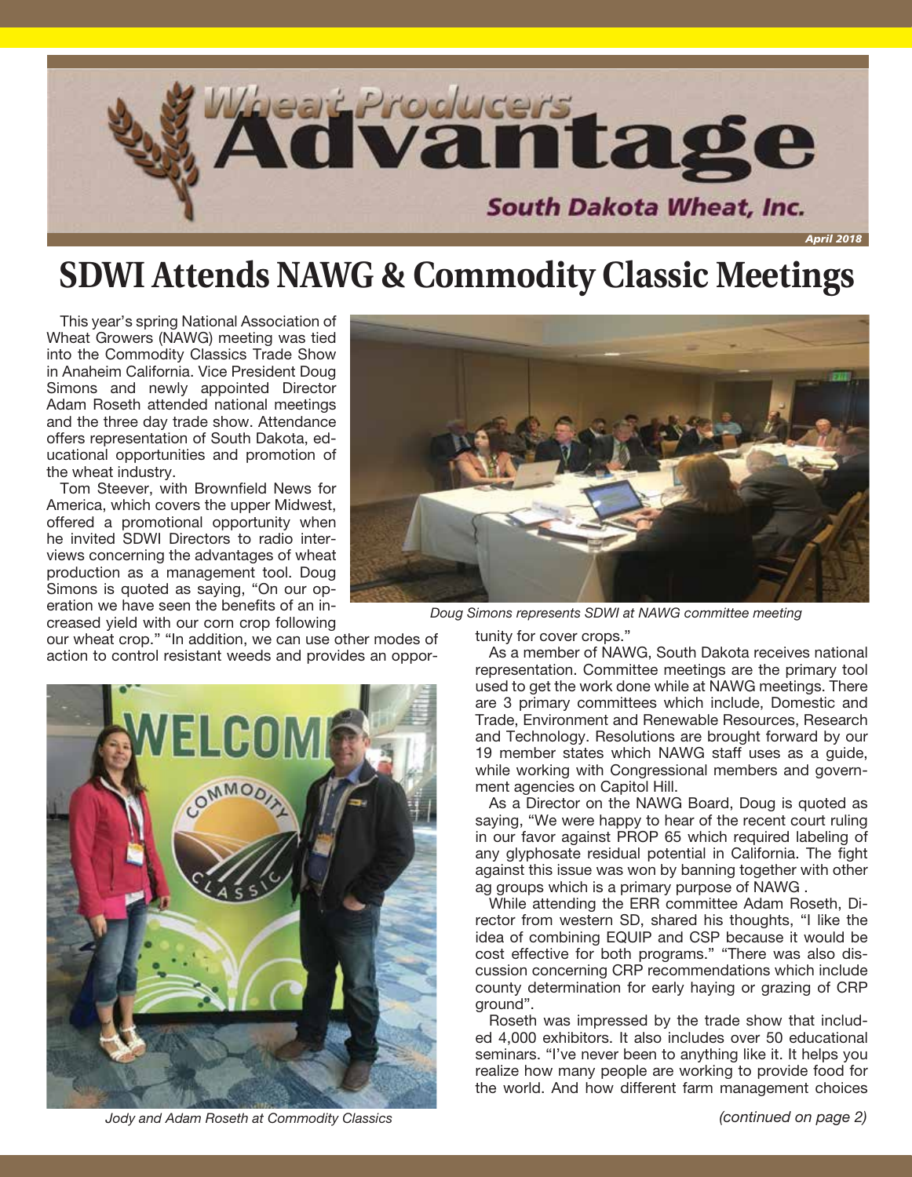# Wheat Producers Advantage

South Dakota Wheat, Inc.

April 2018

## SDWI Attends NAWG & Commodity Classic Meetings

This year's spring National Association of Wheat Growers (NAWG) meeting was tied into the Commodity Classics Trade Show in Anaheim California. Vice President Doug Simons and newly appointed Director Adam Roseth attended national meetings and the three day trade show. Attendance offers representation of South Dakota, educational opportunities and promotion of the wheat industry.

Tom Steever, with Brownfield News for America, which covers the upper Midwest, offered a promotional opportunity when he invited SDWI Directors to radio interviews concerning the advantages of wheat production as a management tool. Doug Simons is quoted as saying, "On our operation we have seen the benefits of an increased yield with our corn crop following our wheat crop." "In addition, we can use other modes of action to control resistant weeds and provides an opportunity for cover crops."

*Doug Simons represents SDWI at NAWG committee meeting*

*Jody and Adam Roseth at Commodity Classics*

As a member of NAWG, South Dakota receives national representation. Committee meetings are the primary tool used to get the work done while at NAWG meetings. There are 3 primary committees which include, Domestic and Trade, Environment and Renewable Resources, Research and Technology. Resolutions are brought forward by our 19 member states which NAWG staff uses as a guide, while working with Congressional members and government agencies on Capitol Hill.

As a Director on the NAWG Board, Doug is quoted as saying, "We were happy to hear of the recent court ruling in our favor against PROP 65 which required labeling of any glyphosate residual potential in California. The fight against this issue was won by banning together with other ag groups which is a primary purpose of NAWG .

While attending the ERR committee Adam Roseth, Director from western SD, shared his thoughts, "I like the idea of combining EQUIP and CSP because it would be cost effective for both programs." "There was also discussion concerning CRP recommendations which include county determination for early haying or grazing of CRP ground".

Roseth was impressed by the trade show that included 4,000 exhibitors. It also includes over 50 educational seminars. "I've never been to anything like it. It helps you realize how many people are working to provide food for the world. And how different farm management choices

*(continued on page 2)*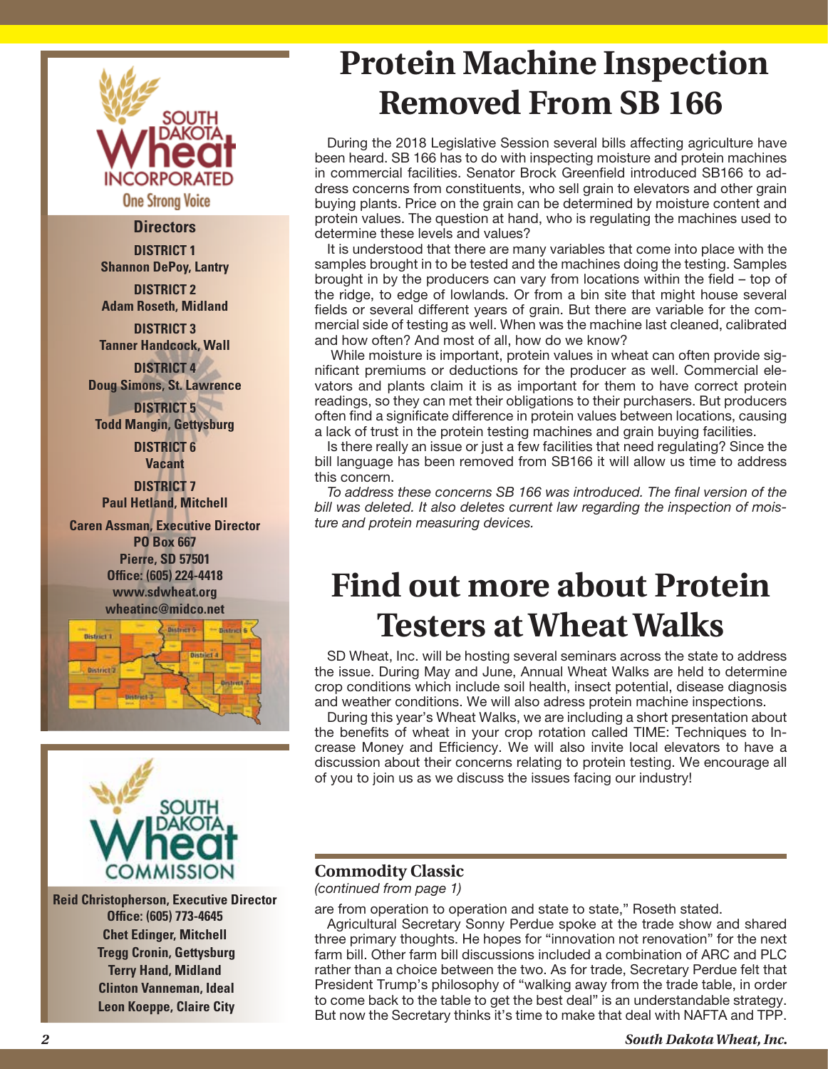**SOUTH DAKOTA Wheat INCORPORATED**
One Strong Voice

**Directors**

**DISTRICT 1**
**Shannon DePoy, Lantry**

**DISTRICT 2**
**Adam Roseth, Midland**

**DISTRICT 3**
**Tanner Handcock, Wall**

**DISTRICT 4**
**Doug Simons, St. Lawrence**

**DISTRICT 5**
**Todd Mangin, Gettysburg**

**DISTRICT 6**
**Vacant**

**DISTRICT 7**
**Paul Hetland, Mitchell**

**Caren Assman, Executive Director**
**PO Box 667**
**Pierre, SD 57501**
**Office: (605) 224-4418**
**www.sdwheat.org**
**wheatinc@midco.net**

**SOUTH DAKOTA Wheat COMMISSION**

**Reid Christopherson, Executive Director**
**Office: (605) 773-4645**
**Chet Edinger, Mitchell**
**Tregg Cronin, Gettysburg**
**Terry Hand, Midland**
**Clinton Vanneman, Ideal**
**Leon Koeppe, Claire City**

# Protein Machine Inspection Removed From SB 166

During the 2018 Legislative Session several bills affecting agriculture have been heard. SB 166 has to do with inspecting moisture and protein machines in commercial facilities. Senator Brock Greenfield introduced SB166 to address concerns from constituents, who sell grain to elevators and other grain buying plants. Price on the grain can be determined by moisture content and protein values. The question at hand, who is regulating the machines used to determine these levels and values?

It is understood that there are many variables that come into place with the samples brought in to be tested and the machines doing the testing. Samples brought in by the producers can vary from locations within the field – top of the ridge, to edge of lowlands. Or from a bin site that might house several fields or several different years of grain. But there are variable for the commercial side of testing as well. When was the machine last cleaned, calibrated and how often? And most of all, how do we know?

While moisture is important, protein values in wheat can often provide significant premiums or deductions for the producer as well. Commercial elevators and plants claim it is as important for them to have correct protein readings, so they can met their obligations to their purchasers. But producers often find a significate difference in protein values between locations, causing a lack of trust in the protein testing machines and grain buying facilities.

Is there really an issue or just a few facilities that need regulating? Since the bill language has been removed from SB166 it will allow us time to address this concern.

*To address these concerns SB 166 was introduced. The final version of the bill was deleted. It also deletes current law regarding the inspection of moisture and protein measuring devices.*

# Find out more about Protein Testers at Wheat Walks

SD Wheat, Inc. will be hosting several seminars across the state to address the issue. During May and June, Annual Wheat Walks are held to determine crop conditions which include soil health, insect potential, disease diagnosis and weather conditions. We will also adress protein machine inspections.

During this year's Wheat Walks, we are including a short presentation about the benefits of wheat in your crop rotation called TIME: Techniques to Increase Money and Efficiency. We will also invite local elevators to have a discussion about their concerns relating to protein testing. We encourage all of you to join us as we discuss the issues facing our industry!

## Commodity Classic

*(continued from page 1)*

are from operation to operation and state to state," Roseth stated.

Agricultural Secretary Sonny Perdue spoke at the trade show and shared three primary thoughts. He hopes for "innovation not renovation" for the next farm bill. Other farm bill discussions included a combination of ARC and PLC rather than a choice between the two. As for trade, Secretary Perdue felt that President Trump's philosophy of "walking away from the trade table, in order to come back to the table to get the best deal" is an understandable strategy. But now the Secretary thinks it's time to make that deal with NAFTA and TPP.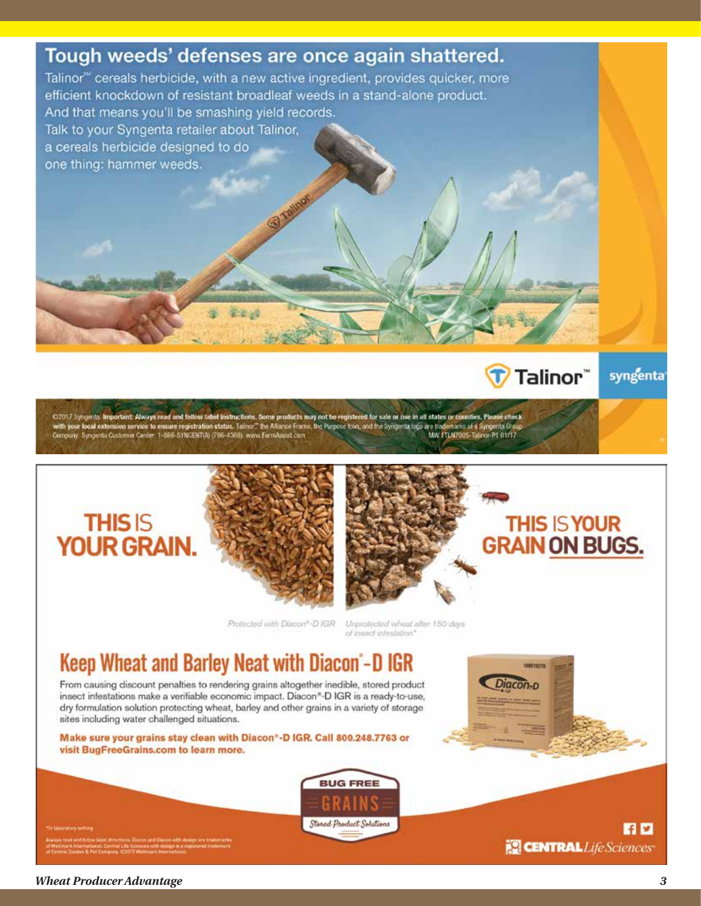# Tough weeds' defenses are once again shattered.

Talinor™ cereals herbicide, with a new active ingredient, provides quicker, more efficient knockdown of resistant broadleaf weeds in a stand-alone product. And that means you'll be smashing yield records.

Talk to your Syngenta retailer about Talinor, a cereals herbicide designed to do one thing: hammer weeds.

Talinor™ syngenta

©2017 Syngenta. **Important: Always read and follow label instructions. Some products may not be registered for sale or use in all states or counties. Please check with your local extension service to ensure registration status.** Talinor™ the Alliance Frame, the Purpose Icon, and the Syngenta logo are trademarks of a Syngenta Group Company. Syngenta Customer Center: 1-866-SYNGENT(A) (796-4368). www.FarmAssist.com MW 1TLN7005-Talinor-P1 01/17

**THIS IS YOUR GRAIN.**

**THIS IS YOUR GRAIN ON BUGS.**

Protected with Diacon®-D IGR

Unprotected wheat after 150 days of insect infestation*

## Keep Wheat and Barley Neat with Diacon®-D IGR

From causing discount penalties to rendering grains altogether inedible, stored product insect infestations make a verifiable economic impact. Diacon®-D IGR is a ready-to-use, dry formulation solution protecting wheat, barley and other grains in a variety of storage sites including water challenged situations.

**Make sure your grains stay clean with Diacon®-D IGR. Call 800.248.7763 or visit BugFreeGrains.com to learn more.**

BUG FREE GRAINS Stored Product Solutions

*In laboratory setting

Always read and follow label directions. Diacon and Diacon with design are trademarks of Wellmark International. Central Life Sciences with design is a registered trademark of Central Garden & Pet Company. ©2017 Wellmark International.

CENTRAL Life Sciences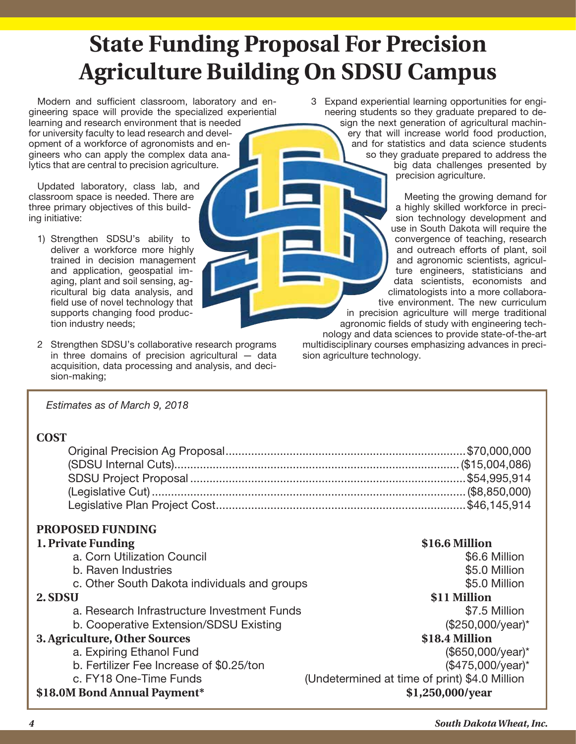# State Funding Proposal For Precision Agriculture Building On SDSU Campus

Modern and sufficient classroom, laboratory and engineering space will provide the specialized experiential learning and research environment that is needed for university faculty to lead research and development of a workforce of agronomists and engineers who can apply the complex data analytics that are central to precision agriculture.

Updated laboratory, class lab, and classroom space is needed. There are three primary objectives of this building initiative:

1) Strengthen SDSU's ability to deliver a workforce more highly trained in decision management and application, geospatial imaging, plant and soil sensing, agricultural big data analysis, and field use of novel technology that supports changing food production industry needs;

2 Strengthen SDSU's collaborative research programs in three domains of precision agricultural — data acquisition, data processing and analysis, and decision-making;

3 Expand experiential learning opportunities for engineering students so they graduate prepared to design the next generation of agricultural machinery that will increase world food production, and for statistics and data science students so they graduate prepared to address the big data challenges presented by precision agriculture.

Meeting the growing demand for a highly skilled workforce in precision technology development and use in South Dakota will require the convergence of teaching, research and outreach efforts of plant, soil and agronomic scientists, agriculture engineers, statisticians and data scientists, economists and climatologists into a more collaborative environment. The new curriculum in precision agriculture will merge traditional agronomic fields of study with engineering technology and data sciences to provide state-of-the-art multidisciplinary courses emphasizing advances in precision agriculture technology.

*Estimates as of March 9, 2018*

**COST**

| | |
|---|---|
| Original Precision Ag Proposal | $70,000,000 |
| (SDSU Internal Cuts) | ($15,004,086) |
| SDSU Project Proposal | $54,995,914 |
| (Legislative Cut) | ($8,850,000) |
| Legislative Plan Project Cost | $46,145,914 |

**PROPOSED FUNDING**

| | | |
|---|---|---|
| **1. Private Funding** | | **$16.6 Million** |
| a. Corn Utilization Council | | $6.6 Million |
| b. Raven Industries | | $5.0 Million |
| c. Other South Dakota individuals and groups | | $5.0 Million |
| **2. SDSU** | | **$11 Million** |
| a. Research Infrastructure Investment Funds | | $7.5 Million |
| b. Cooperative Extension/SDSU Existing | | ($250,000/year)* |
| **3. Agriculture, Other Sources** | | **$18.4 Million** |
| a. Expiring Ethanol Fund | | ($650,000/year)* |
| b. Fertilizer Fee Increase of $0.25/ton | | ($475,000/year)* |
| c. FY18 One-Time Funds | (Undetermined at time of print) | $4.0 Million |
| **$18.0M Bond Annual Payment*** | | **$1,250,000/year** |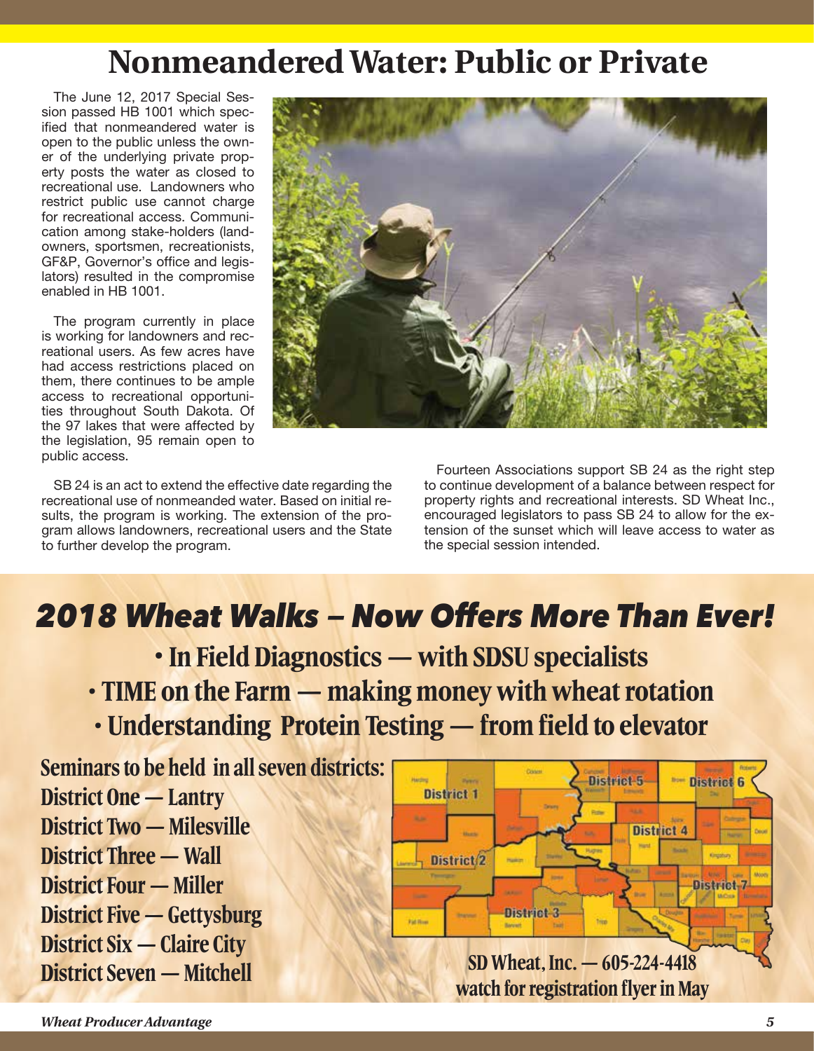# Nonmeandered Water: Public or Private

The June 12, 2017 Special Session passed HB 1001 which specified that nonmeandered water is open to the public unless the owner of the underlying private property posts the water as closed to recreational use. Landowners who restrict public use cannot charge for recreational access. Communication among stake-holders (landowners, sportsmen, recreationists, GF&P, Governor's office and legislators) resulted in the compromise enabled in HB 1001.

The program currently in place is working for landowners and recreational users. As few acres have had access restrictions placed on them, there continues to be ample access to recreational opportunities throughout South Dakota. Of the 97 lakes that were affected by the legislation, 95 remain open to public access.

SB 24 is an act to extend the effective date regarding the recreational use of nonmeanded water. Based on initial results, the program is working. The extension of the program allows landowners, recreational users and the State to further develop the program.

Fourteen Associations support SB 24 as the right step to continue development of a balance between respect for property rights and recreational interests. SD Wheat Inc., encouraged legislators to pass SB 24 to allow for the extension of the sunset which will leave access to water as the special session intended.

## *2018 Wheat Walks – Now Offers More Than Ever!*

- **In Field Diagnostics — with SDSU specialists**
- **TIME on the Farm — making money with wheat rotation**
- **Understanding Protein Testing — from field to elevator**

**Seminars to be held in all seven districts:**

**District One — Lantry**
**District Two — Milesville**
**District Three — Wall**
**District Four — Miller**
**District Five — Gettysburg**
**District Six — Claire City**
**District Seven — Mitchell**

**SD Wheat, Inc. — 605-224-4418**
**watch for registration flyer in May**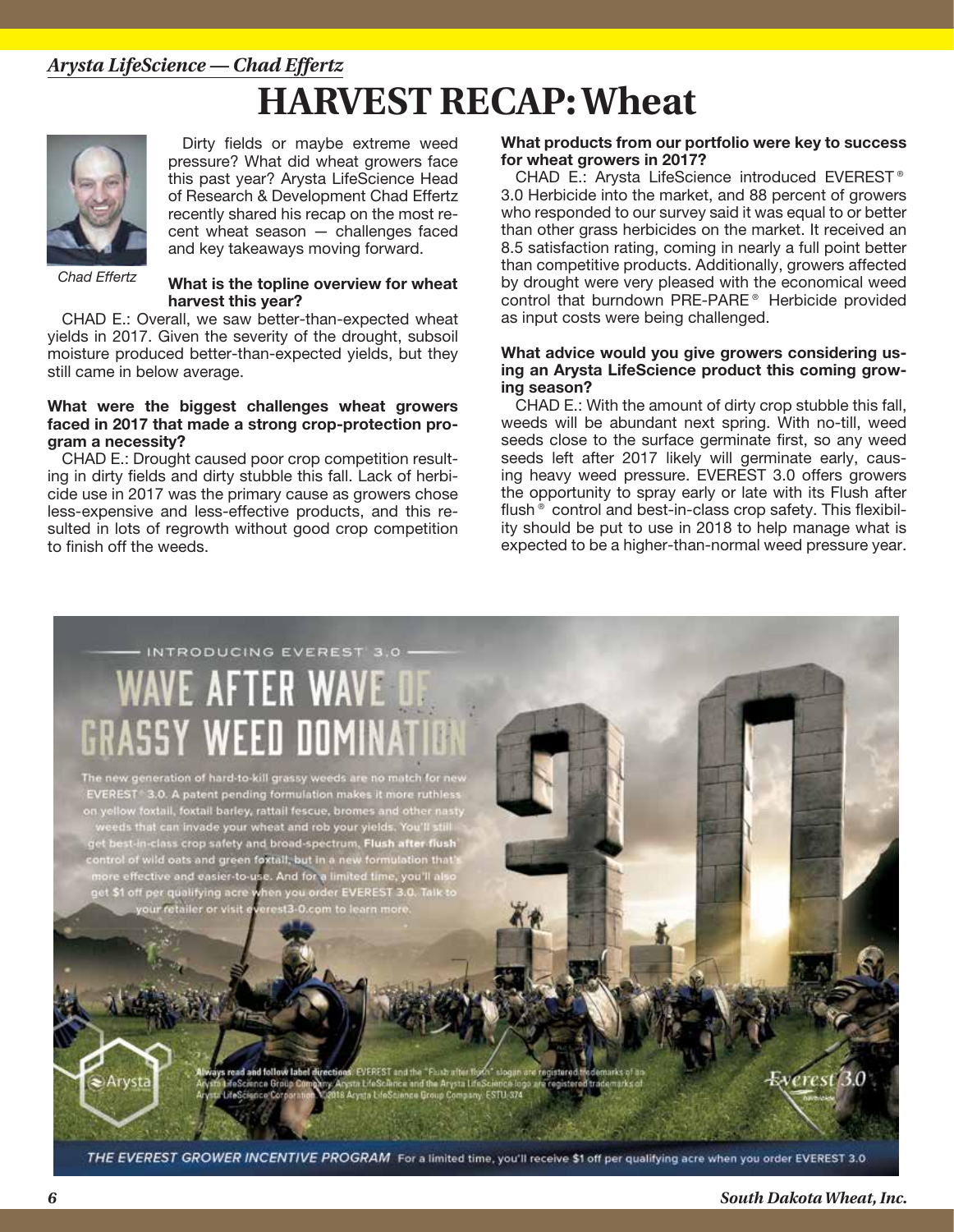*Arysta LifeScience — Chad Effertz*

# HARVEST RECAP: Wheat

Chad Effertz

Dirty fields or maybe extreme weed pressure? What did wheat growers face this past year? Arysta LifeScience Head of Research & Development Chad Effertz recently shared his recap on the most recent wheat season — challenges faced and key takeaways moving forward.

**What is the topline overview for wheat harvest this year?**

CHAD E.: Overall, we saw better-than-expected wheat yields in 2017. Given the severity of the drought, subsoil moisture produced better-than-expected yields, but they still came in below average.

**What were the biggest challenges wheat growers faced in 2017 that made a strong crop-protection program a necessity?**

CHAD E.: Drought caused poor crop competition resulting in dirty fields and dirty stubble this fall. Lack of herbicide use in 2017 was the primary cause as growers chose less-expensive and less-effective products, and this resulted in lots of regrowth without good crop competition to finish off the weeds.

**What products from our portfolio were key to success for wheat growers in 2017?**

CHAD E.: Arysta LifeScience introduced EVEREST® 3.0 Herbicide into the market, and 88 percent of growers who responded to our survey said it was equal to or better than other grass herbicides on the market. It received an 8.5 satisfaction rating, coming in nearly a full point better than competitive products. Additionally, growers affected by drought were very pleased with the economical weed control that burndown PRE-PARE® Herbicide provided as input costs were being challenged.

**What advice would you give growers considering using an Arysta LifeScience product this coming growing season?**

CHAD E.: With the amount of dirty crop stubble this fall, weeds will be abundant next spring. With no-till, weed seeds close to the surface germinate first, so any weed seeds left after 2017 likely will germinate early, causing heavy weed pressure. EVEREST 3.0 offers growers the opportunity to spray early or late with its Flush after flush® control and best-in-class crop safety. This flexibility should be put to use in 2018 to help manage what is expected to be a higher-than-normal weed pressure year.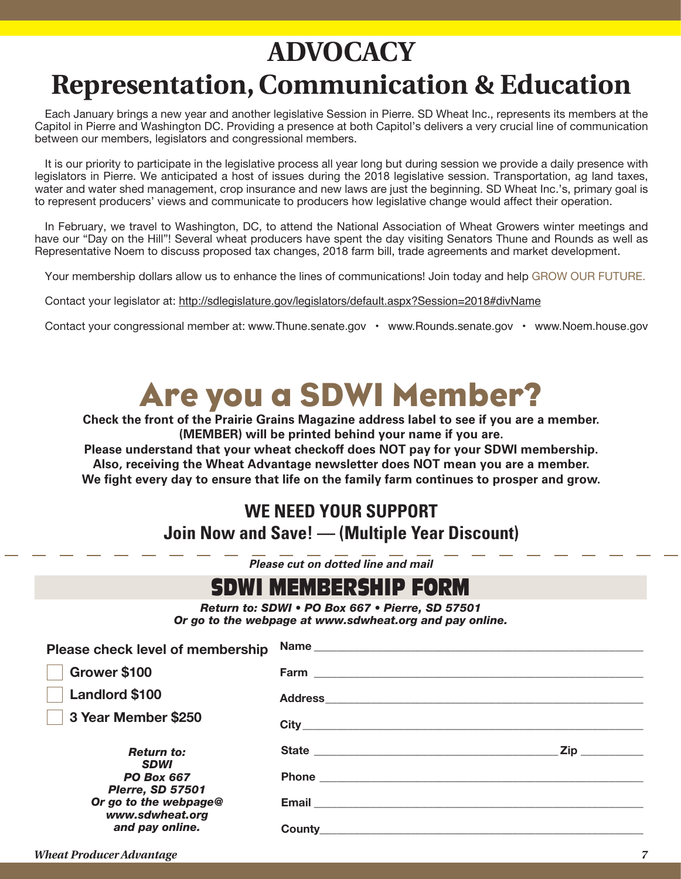# ADVOCACY

## Representation, Communication & Education

Each January brings a new year and another legislative Session in Pierre. SD Wheat Inc., represents its members at the Capitol in Pierre and Washington DC. Providing a presence at both Capitol's delivers a very crucial line of communication between our members, legislators and congressional members.

It is our priority to participate in the legislative process all year long but during session we provide a daily presence with legislators in Pierre. We anticipated a host of issues during the 2018 legislative session. Transportation, ag land taxes, water and water shed management, crop insurance and new laws are just the beginning. SD Wheat Inc.'s, primary goal is to represent producers' views and communicate to producers how legislative change would affect their operation.

In February, we travel to Washington, DC, to attend the National Association of Wheat Growers winter meetings and have our "Day on the Hill"! Several wheat producers have spent the day visiting Senators Thune and Rounds as well as Representative Noem to discuss proposed tax changes, 2018 farm bill, trade agreements and market development.

Your membership dollars allow us to enhance the lines of communications! Join today and help GROW OUR FUTURE.

Contact your legislator at: http://sdlegislature.gov/legislators/default.aspx?Session=2018#divName

Contact your congressional member at: www.Thune.senate.gov • www.Rounds.senate.gov • www.Noem.house.gov

# Are you a SDWI Member?

**Check the front of the Prairie Grains Magazine address label to see if you are a member. (MEMBER) will be printed behind your name if you are.**
**Please understand that your wheat checkoff does NOT pay for your SDWI membership.**
**Also, receiving the Wheat Advantage newsletter does NOT mean you are a member.**
**We fight every day to ensure that life on the family farm continues to prosper and grow.**

### WE NEED YOUR SUPPORT

### Join Now and Save! — (Multiple Year Discount)

*Please cut on dotted line and mail*

## SDWI MEMBERSHIP FORM

***Return to: SDWI • PO Box 667 • Pierre, SD 57501***
***Or go to the webpage at www.sdwheat.org and pay online.***

**Please check level of membership**

- ☐ **Grower $100**
- ☐ **Landlord $100**
- ☐ **3 Year Member $250**

***Return to:***
***SDWI***
***PO Box 667***
***PIerre, SD 57501***
***Or go to the webpage@***
***www.sdwheat.org***
***and pay online.***

**Name** ______________________________

**Farm** ______________________________

**Address** ______________________________

**City** ______________________________

**State** ____________________ **Zip** __________

**Phone** ______________________________

**Email** ______________________________

**County** ______________________________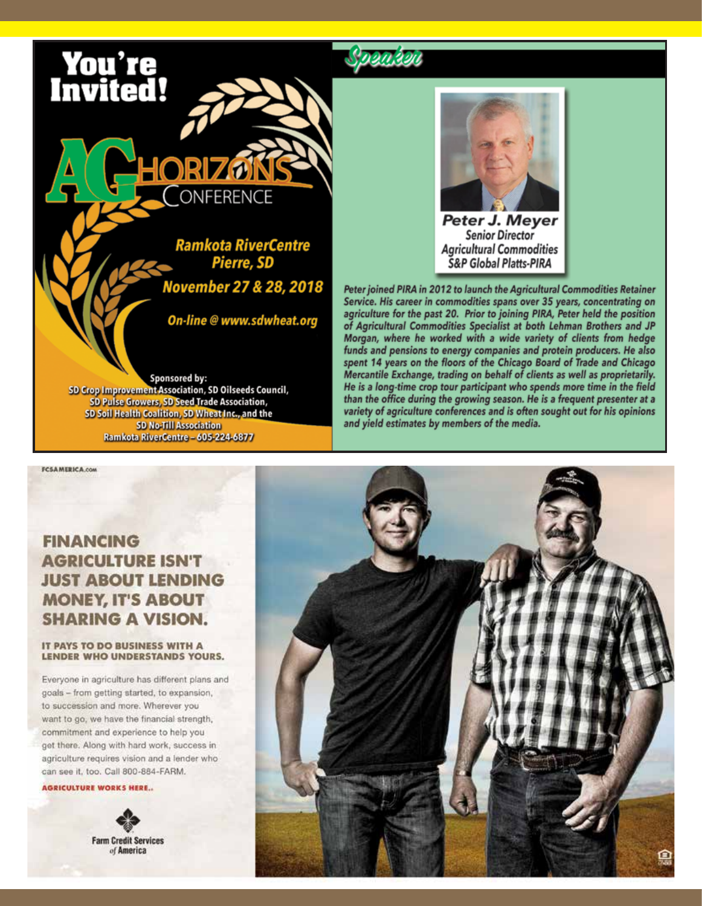# You're Invited!

## AG HORIZONS CONFERENCE

**Ramkota RiverCentre**
**Pierre, SD**

**November 27 & 28, 2018**

**On-line @ www.sdwheat.org**

Sponsored by:
SD Crop Improvement Association, SD Oilseeds Council, SD Pulse Growers, SD Seed Trade Association, SD Soil Health Coalition, SD Wheat Inc., and the SD No-Till Association
Ramkota RiverCentre – 605-224-6877

## Speaker

**Peter J. Meyer**
Senior Director
Agricultural Commodities
S&P Global Platts-PIRA

*Peter joined PIRA in 2012 to launch the Agricultural Commodities Retainer Service. His career in commodities spans over 35 years, concentrating on agriculture for the past 20. Prior to joining PIRA, Peter held the position of Agricultural Commodities Specialist at both Lehman Brothers and JP Morgan, where he worked with a wide variety of clients from hedge funds and pensions to energy companies and protein producers. He also spent 14 years on the floors of the Chicago Board of Trade and Chicago Mercantile Exchange, trading on behalf of clients as well as proprietarily. He is a long-time crop tour participant who spends more time in the field than the office during the growing season. He is a frequent presenter at a variety of agriculture conferences and is often sought out for his opinions and yield estimates by members of the media.*

---

FCSAMERICA.com

## FINANCING AGRICULTURE ISN'T JUST ABOUT LENDING MONEY, IT'S ABOUT SHARING A VISION.

**IT PAYS TO DO BUSINESS WITH A LENDER WHO UNDERSTANDS YOURS.**

Everyone in agriculture has different plans and goals – from getting started, to expansion, to succession and more. Wherever you want to go, we have the financial strength, commitment and experience to help you get there. Along with hard work, success in agriculture requires vision and a lender who can see it, too. Call 800-884-FARM.

**AGRICULTURE WORKS HERE.**

Farm Credit Services of America